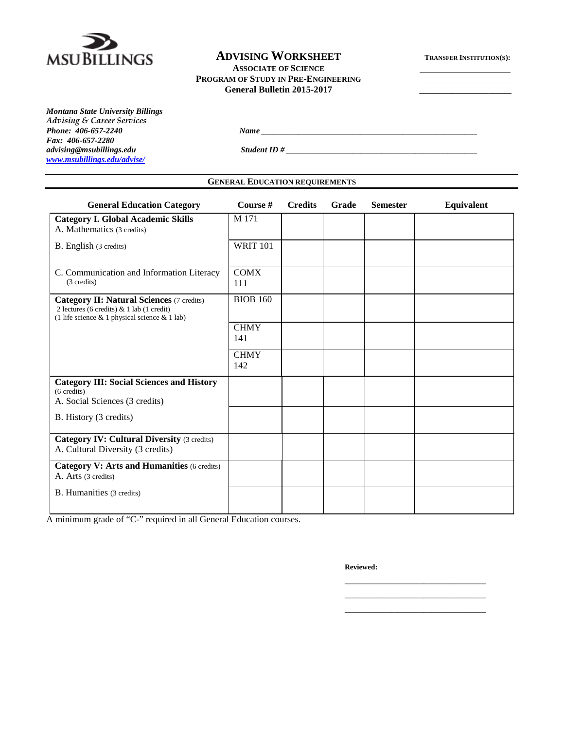MSU BILLINGS

# ADVISING WORKSHEET

**ASSOCIATE OF SCIENCE**
**PROGRAM OF STUDY IN PRE-ENGINEERING**
**General Bulletin 2015-2017**

**TRANSFER INSTITUTION(S):**

______________________
______________________
______________________

***Montana State University Billings***
*Advising & Career Services*
***Phone: 406-657-2240***
***Fax: 406-657-2280***
***advising@msubillings.edu***
***www.msubillings.edu/advise/***

***Name*** ______________________________________________

***Student ID #*** ______________________________________________

## GENERAL EDUCATION REQUIREMENTS

| General Education Category | Course # | Credits | Grade | Semester | Equivalent |
|---|---|---|---|---|---|
| **Category I. Global Academic Skills**<br>A. Mathematics (3 credits) | M 171 | | | | |
| B. English (3 credits) | WRIT 101 | | | | |
| C. Communication and Information Literacy (3 credits) | COMX 111 | | | | |
| **Category II: Natural Sciences** (7 credits)<br>2 lectures (6 credits) & 1 lab (1 credit)<br>(1 life science & 1 physical science & 1 lab) | BIOB 160 | | | | |
| | CHMY 141 | | | | |
| | CHMY 142 | | | | |
| **Category III: Social Sciences and History** (6 credits)<br>A. Social Sciences (3 credits) | | | | | |
| B. History (3 credits) | | | | | |
| **Category IV: Cultural Diversity** (3 credits)<br>A. Cultural Diversity (3 credits) | | | | | |
| **Category V: Arts and Humanities** (6 credits)<br>A. Arts (3 credits) | | | | | |
| B. Humanities (3 credits) | | | | | |

A minimum grade of "C-" required in all General Education courses.

**Reviewed:**

______________________________

______________________________

______________________________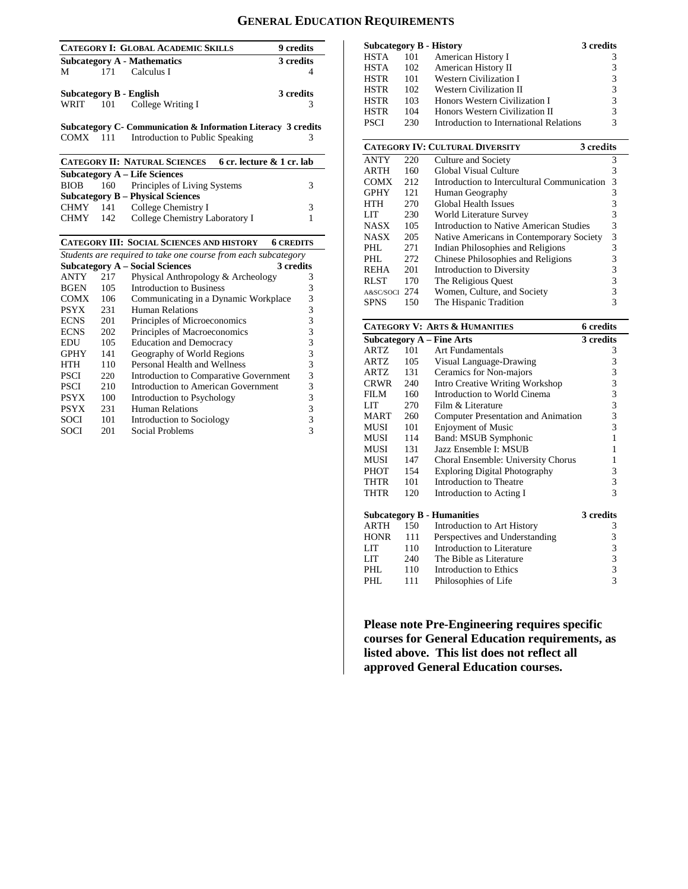# General Education Requirements

| **Category I: Global Academic Skills** | | | **9 credits** |
|---|---|---|---|
| **Subcategory A - Mathematics** | | | **3 credits** |
| M | 171 | Calculus I | 4 |
| **Subcategory B - English** | | | **3 credits** |
| WRIT | 101 | College Writing I | 3 |
| **Subcategory C- Communication & Information Literacy** | | | **3 credits** |
| COMX | 111 | Introduction to Public Speaking | 3 |

| **Category II: Natural Sciences** | | | **6 cr. lecture & 1 cr. lab** |
|---|---|---|---|
| **Subcategory A – Life Sciences** | | | |
| BIOB | 160 | Principles of Living Systems | 3 |
| **Subcategory B – Physical Sciences** | | | |
| CHMY | 141 | College Chemistry I | 3 |
| CHMY | 142 | College Chemistry Laboratory I | 1 |

| **Category III: Social Sciences and History** | | | **6 credits** |
|---|---|---|---|
| *Students are required to take one course from each subcategory* | | | |
| **Subcategory A – Social Sciences** | | | **3 credits** |
| ANTY | 217 | Physical Anthropology & Archeology | 3 |
| BGEN | 105 | Introduction to Business | 3 |
| COMX | 106 | Communicating in a Dynamic Workplace | 3 |
| PSYX | 231 | Human Relations | 3 |
| ECNS | 201 | Principles of Microeconomics | 3 |
| ECNS | 202 | Principles of Macroeconomics | 3 |
| EDU | 105 | Education and Democracy | 3 |
| GPHY | 141 | Geography of World Regions | 3 |
| HTH | 110 | Personal Health and Wellness | 3 |
| PSCI | 220 | Introduction to Comparative Government | 3 |
| PSCI | 210 | Introduction to American Government | 3 |
| PSYX | 100 | Introduction to Psychology | 3 |
| PSYX | 231 | Human Relations | 3 |
| SOCI | 101 | Introduction to Sociology | 3 |
| SOCI | 201 | Social Problems | 3 |
| **Subcategory B - History** | | | **3 credits** |
| HSTA | 101 | American History I | 3 |
| HSTA | 102 | American History II | 3 |
| HSTR | 101 | Western Civilization I | 3 |
| HSTR | 102 | Western Civilization II | 3 |
| HSTR | 103 | Honors Western Civilization I | 3 |
| HSTR | 104 | Honors Western Civilization II | 3 |
| PSCI | 230 | Introduction to International Relations | 3 |

| **Category IV: Cultural Diversity** | | | **3 credits** |
|---|---|---|---|
| ANTY | 220 | Culture and Society | 3 |
| ARTH | 160 | Global Visual Culture | 3 |
| COMX | 212 | Introduction to Intercultural Communication | 3 |
| GPHY | 121 | Human Geography | 3 |
| HTH | 270 | Global Health Issues | 3 |
| LIT | 230 | World Literature Survey | 3 |
| NASX | 105 | Introduction to Native American Studies | 3 |
| NASX | 205 | Native Americans in Contemporary Society | 3 |
| PHL | 271 | Indian Philosophies and Religions | 3 |
| PHL | 272 | Chinese Philosophies and Religions | 3 |
| REHA | 201 | Introduction to Diversity | 3 |
| RLST | 170 | The Religious Quest | 3 |
| A&SC/SOCI | 274 | Women, Culture, and Society | 3 |
| SPNS | 150 | The Hispanic Tradition | 3 |

| **Category V: Arts & Humanities** | | | **6 credits** |
|---|---|---|---|
| **Subcategory A – Fine Arts** | | | **3 credits** |
| ARTZ | 101 | Art Fundamentals | 3 |
| ARTZ | 105 | Visual Language-Drawing | 3 |
| ARTZ | 131 | Ceramics for Non-majors | 3 |
| CRWR | 240 | Intro Creative Writing Workshop | 3 |
| FILM | 160 | Introduction to World Cinema | 3 |
| LIT | 270 | Film & Literature | 3 |
| MART | 260 | Computer Presentation and Animation | 3 |
| MUSI | 101 | Enjoyment of Music | 3 |
| MUSI | 114 | Band: MSUB Symphonic | 1 |
| MUSI | 131 | Jazz Ensemble I: MSUB | 1 |
| MUSI | 147 | Choral Ensemble: University Chorus | 1 |
| PHOT | 154 | Exploring Digital Photography | 3 |
| THTR | 101 | Introduction to Theatre | 3 |
| THTR | 120 | Introduction to Acting I | 3 |
| **Subcategory B - Humanities** | | | **3 credits** |
| ARTH | 150 | Introduction to Art History | 3 |
| HONR | 111 | Perspectives and Understanding | 3 |
| LIT | 110 | Introduction to Literature | 3 |
| LIT | 240 | The Bible as Literature | 3 |
| PHL | 110 | Introduction to Ethics | 3 |
| PHL | 111 | Philosophies of Life | 3 |

**Please note Pre-Engineering requires specific courses for General Education requirements, as listed above. This list does not reflect all approved General Education courses.**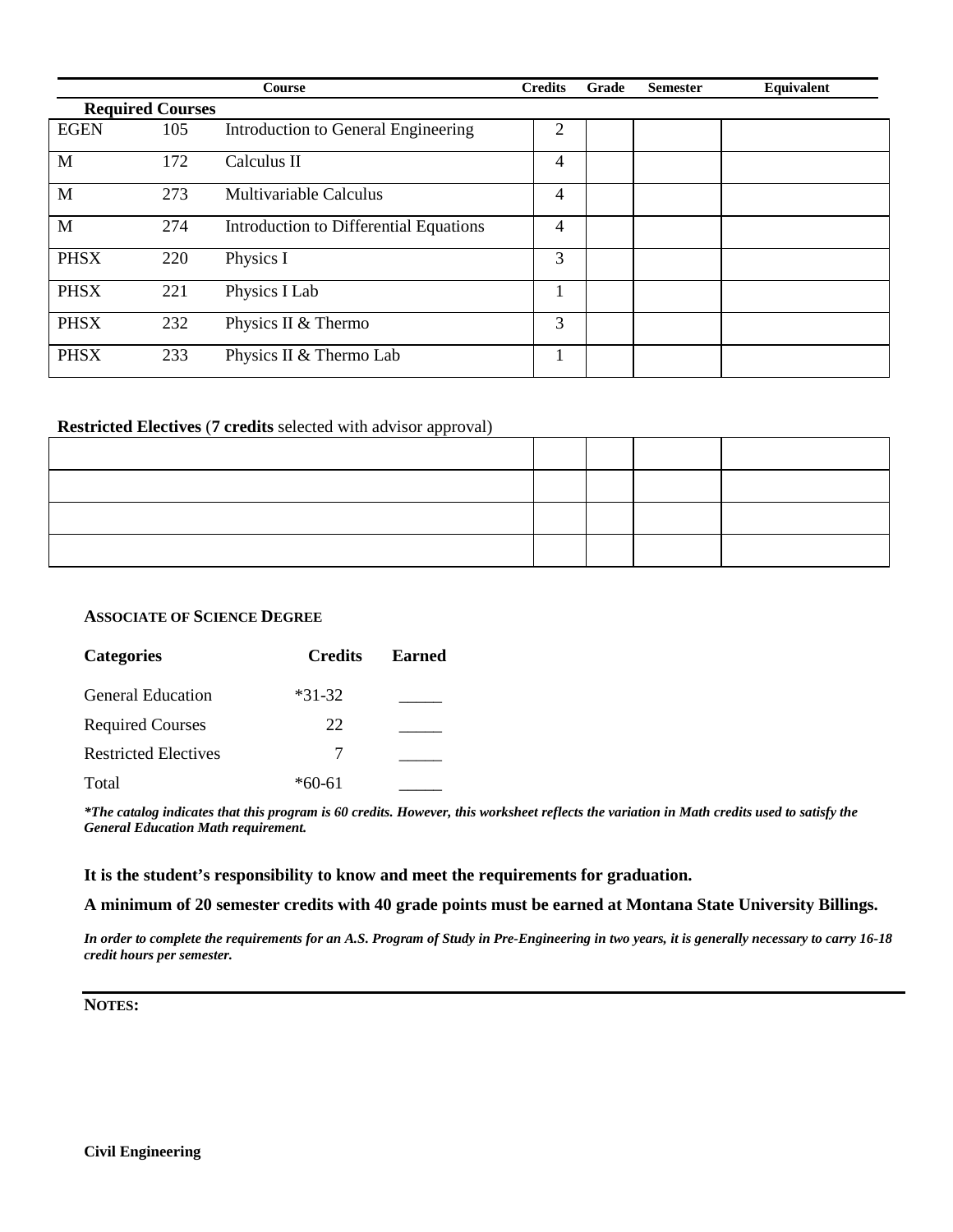| Course | | | Credits | Grade | Semester | Equivalent |
|---|---|---|---|---|---|---|
| **Required Courses** | | | | | | |
| EGEN | 105 | Introduction to General Engineering | 2 | | | |
| M | 172 | Calculus II | 4 | | | |
| M | 273 | Multivariable Calculus | 4 | | | |
| M | 274 | Introduction to Differential Equations | 4 | | | |
| PHSX | 220 | Physics I | 3 | | | |
| PHSX | 221 | Physics I Lab | 1 | | | |
| PHSX | 232 | Physics II & Thermo | 3 | | | |
| PHSX | 233 | Physics II & Thermo Lab | 1 | | | |

**Restricted Electives** (**7 credits** selected with advisor approval)

| Course | Credits | Grade | Semester | Equivalent |
|---|---|---|---|---|
| | | | | |
| | | | | |
| | | | | |
| | | | | |

**ASSOCIATE OF SCIENCE DEGREE**

| Categories | Credits | Earned |
|---|---|---|
| General Education | *31-32 | _____ |
| Required Courses | 22 | _____ |
| Restricted Electives | 7 | _____ |
| Total | *60-61 | _____ |

***The catalog indicates that this program is 60 credits. However, this worksheet reflects the variation in Math credits used to satisfy the General Education Math requirement.***

**It is the student's responsibility to know and meet the requirements for graduation.**

**A minimum of 20 semester credits with 40 grade points must be earned at Montana State University Billings.**

***In order to complete the requirements for an A.S. Program of Study in Pre-Engineering in two years, it is generally necessary to carry 16-18 credit hours per semester.***

**NOTES:**

**Civil Engineering**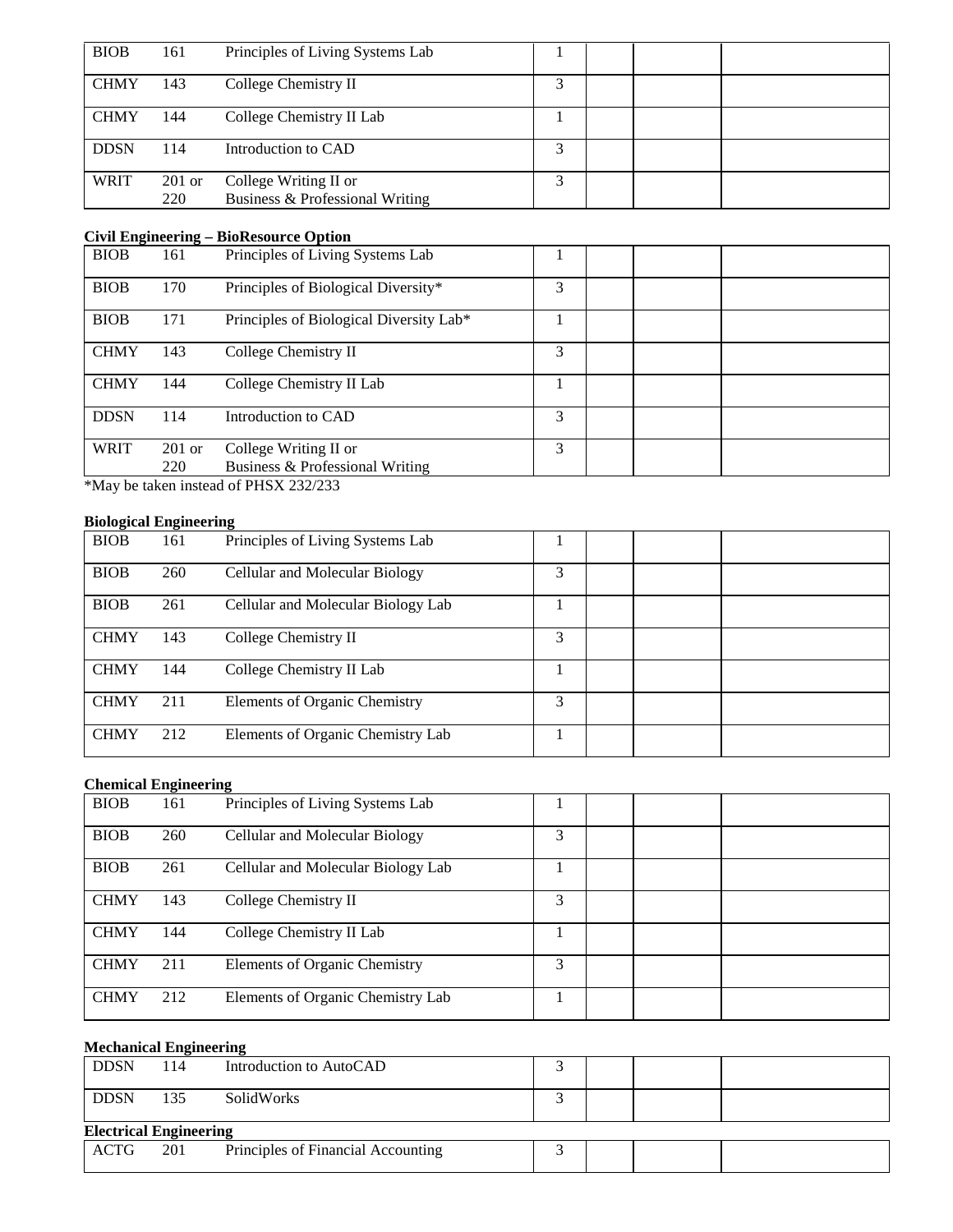| BIOB | 161 | Principles of Living Systems Lab | 1 | | | |
|---|---|---|---|---|---|---|
| CHMY | 143 | College Chemistry II | 3 | | | |
| CHMY | 144 | College Chemistry II Lab | 1 | | | |
| DDSN | 114 | Introduction to CAD | 3 | | | |
| WRIT | 201 or 220 | College Writing II or Business & Professional Writing | 3 | | | |

**Civil Engineering – BioResource Option**

| BIOB | 161 | Principles of Living Systems Lab | 1 | | | |
|---|---|---|---|---|---|---|
| BIOB | 170 | Principles of Biological Diversity* | 3 | | | |
| BIOB | 171 | Principles of Biological Diversity Lab* | 1 | | | |
| CHMY | 143 | College Chemistry II | 3 | | | |
| CHMY | 144 | College Chemistry II Lab | 1 | | | |
| DDSN | 114 | Introduction to CAD | 3 | | | |
| WRIT | 201 or 220 | College Writing II or Business & Professional Writing | 3 | | | |

*May be taken instead of PHSX 232/233

**Biological Engineering**

| BIOB | 161 | Principles of Living Systems Lab | 1 | | | |
|---|---|---|---|---|---|---|
| BIOB | 260 | Cellular and Molecular Biology | 3 | | | |
| BIOB | 261 | Cellular and Molecular Biology Lab | 1 | | | |
| CHMY | 143 | College Chemistry II | 3 | | | |
| CHMY | 144 | College Chemistry II Lab | 1 | | | |
| CHMY | 211 | Elements of Organic Chemistry | 3 | | | |
| CHMY | 212 | Elements of Organic Chemistry Lab | 1 | | | |

**Chemical Engineering**

| BIOB | 161 | Principles of Living Systems Lab | 1 | | | |
|---|---|---|---|---|---|---|
| BIOB | 260 | Cellular and Molecular Biology | 3 | | | |
| BIOB | 261 | Cellular and Molecular Biology Lab | 1 | | | |
| CHMY | 143 | College Chemistry II | 3 | | | |
| CHMY | 144 | College Chemistry II Lab | 1 | | | |
| CHMY | 211 | Elements of Organic Chemistry | 3 | | | |
| CHMY | 212 | Elements of Organic Chemistry Lab | 1 | | | |

**Mechanical Engineering**

| DDSN | 114 | Introduction to AutoCAD | 3 | | | |
|---|---|---|---|---|---|---|
| DDSN | 135 | SolidWorks | 3 | | | |

**Electrical Engineering**

| ACTG | 201 | Principles of Financial Accounting | 3 | | | |
|---|---|---|---|---|---|---|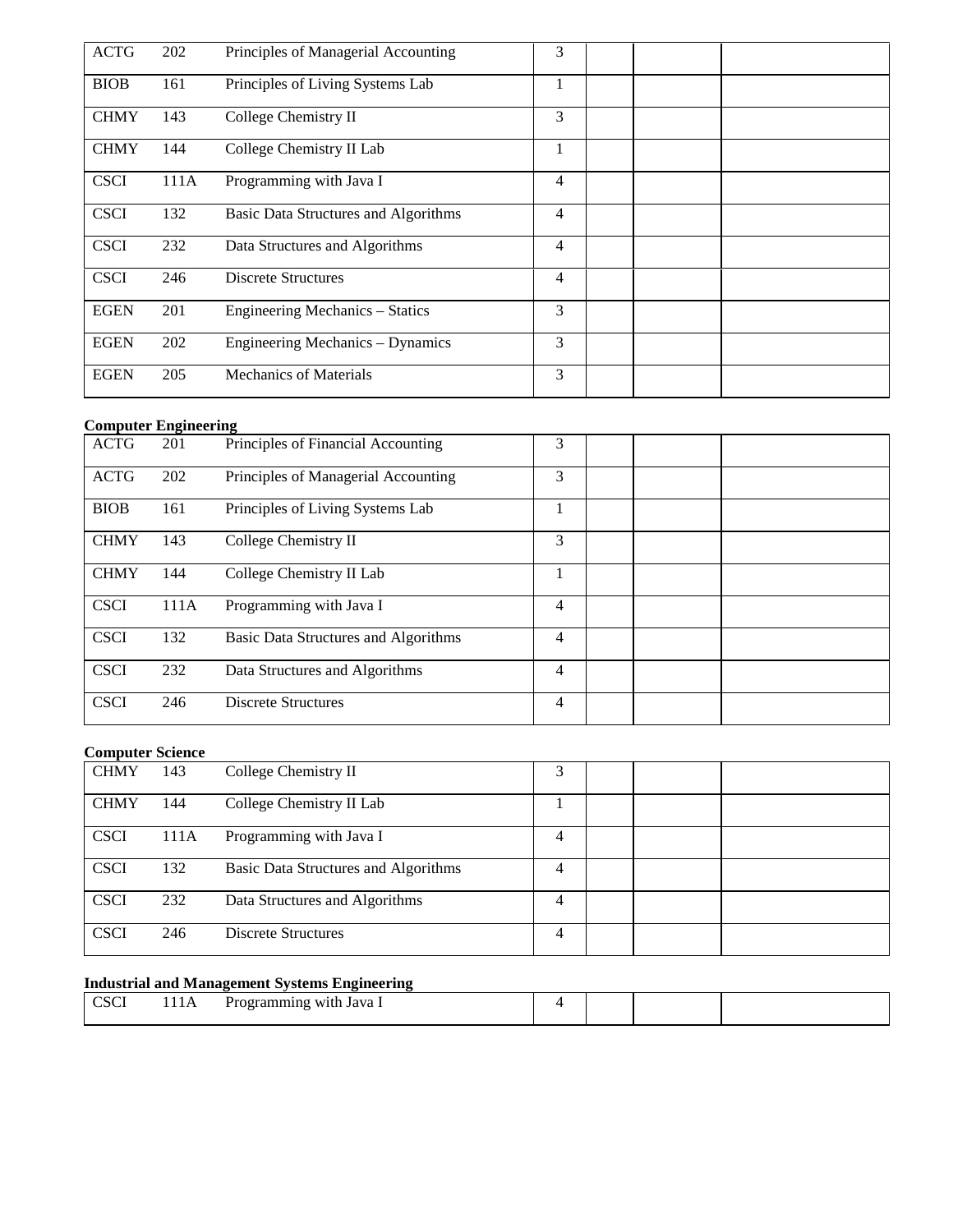| | | | | | | |
|---|---|---|---|---|---|---|
| ACTG | 202 | Principles of Managerial Accounting | 3 | | | |
| BIOB | 161 | Principles of Living Systems Lab | 1 | | | |
| CHMY | 143 | College Chemistry II | 3 | | | |
| CHMY | 144 | College Chemistry II Lab | 1 | | | |
| CSCI | 111A | Programming with Java I | 4 | | | |
| CSCI | 132 | Basic Data Structures and Algorithms | 4 | | | |
| CSCI | 232 | Data Structures and Algorithms | 4 | | | |
| CSCI | 246 | Discrete Structures | 4 | | | |
| EGEN | 201 | Engineering Mechanics – Statics | 3 | | | |
| EGEN | 202 | Engineering Mechanics – Dynamics | 3 | | | |
| EGEN | 205 | Mechanics of Materials | 3 | | | |

**Computer Engineering**

| | | | | | | |
|---|---|---|---|---|---|---|
| ACTG | 201 | Principles of Financial Accounting | 3 | | | |
| ACTG | 202 | Principles of Managerial Accounting | 3 | | | |
| BIOB | 161 | Principles of Living Systems Lab | 1 | | | |
| CHMY | 143 | College Chemistry II | 3 | | | |
| CHMY | 144 | College Chemistry II Lab | 1 | | | |
| CSCI | 111A | Programming with Java I | 4 | | | |
| CSCI | 132 | Basic Data Structures and Algorithms | 4 | | | |
| CSCI | 232 | Data Structures and Algorithms | 4 | | | |
| CSCI | 246 | Discrete Structures | 4 | | | |

**Computer Science**

| | | | | | | |
|---|---|---|---|---|---|---|
| CHMY | 143 | College Chemistry II | 3 | | | |
| CHMY | 144 | College Chemistry II Lab | 1 | | | |
| CSCI | 111A | Programming with Java I | 4 | | | |
| CSCI | 132 | Basic Data Structures and Algorithms | 4 | | | |
| CSCI | 232 | Data Structures and Algorithms | 4 | | | |
| CSCI | 246 | Discrete Structures | 4 | | | |

**Industrial and Management Systems Engineering**

| | | | | | | |
|---|---|---|---|---|---|---|
| CSCI | 111A | Programming with Java I | 4 | | | |